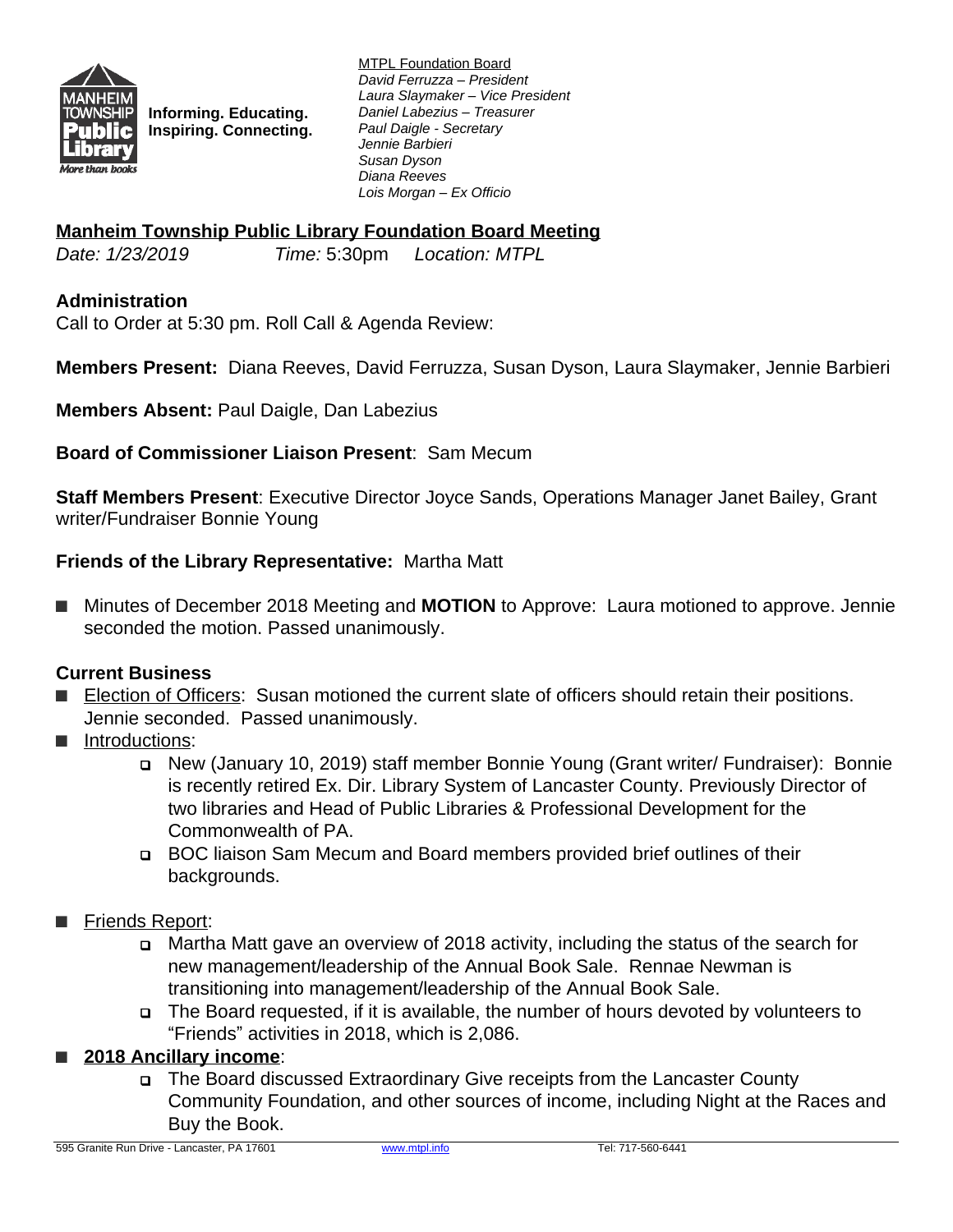Informing. Educating.
Inspiring. Connecting.

MTPL Foundation Board
*David Ferruzza – President*
*Laura Slaymaker – Vice President*
*Daniel Labezius – Treasurer*
*Paul Daigle - Secretary*
*Jennie Barbieri*
*Susan Dyson*
*Diana Reeves*
*Lois Morgan – Ex Officio*

## Manheim Township Public Library Foundation Board Meeting

*Date: 1/23/2019* *Time:* 5:30pm *Location: MTPL*

### Administration

Call to Order at 5:30 pm. Roll Call & Agenda Review:

**Members Present:** Diana Reeves, David Ferruzza, Susan Dyson, Laura Slaymaker, Jennie Barbieri

**Members Absent:** Paul Daigle, Dan Labezius

**Board of Commissioner Liaison Present**: Sam Mecum

**Staff Members Present**: Executive Director Joyce Sands, Operations Manager Janet Bailey, Grant writer/Fundraiser Bonnie Young

**Friends of the Library Representative:** Martha Matt

- Minutes of December 2018 Meeting and **MOTION** to Approve: Laura motioned to approve. Jennie seconded the motion. Passed unanimously.

### Current Business

- Election of Officers: Susan motioned the current slate of officers should retain their positions. Jennie seconded. Passed unanimously.
- Introductions:
  - New (January 10, 2019) staff member Bonnie Young (Grant writer/ Fundraiser): Bonnie is recently retired Ex. Dir. Library System of Lancaster County. Previously Director of two libraries and Head of Public Libraries & Professional Development for the Commonwealth of PA.
  - BOC liaison Sam Mecum and Board members provided brief outlines of their backgrounds.
- Friends Report:
  - Martha Matt gave an overview of 2018 activity, including the status of the search for new management/leadership of the Annual Book Sale. Rennae Newman is transitioning into management/leadership of the Annual Book Sale.
  - The Board requested, if it is available, the number of hours devoted by volunteers to "Friends" activities in 2018, which is 2,086.
- **2018 Ancillary income**:
  - The Board discussed Extraordinary Give receipts from the Lancaster County Community Foundation, and other sources of income, including Night at the Races and Buy the Book.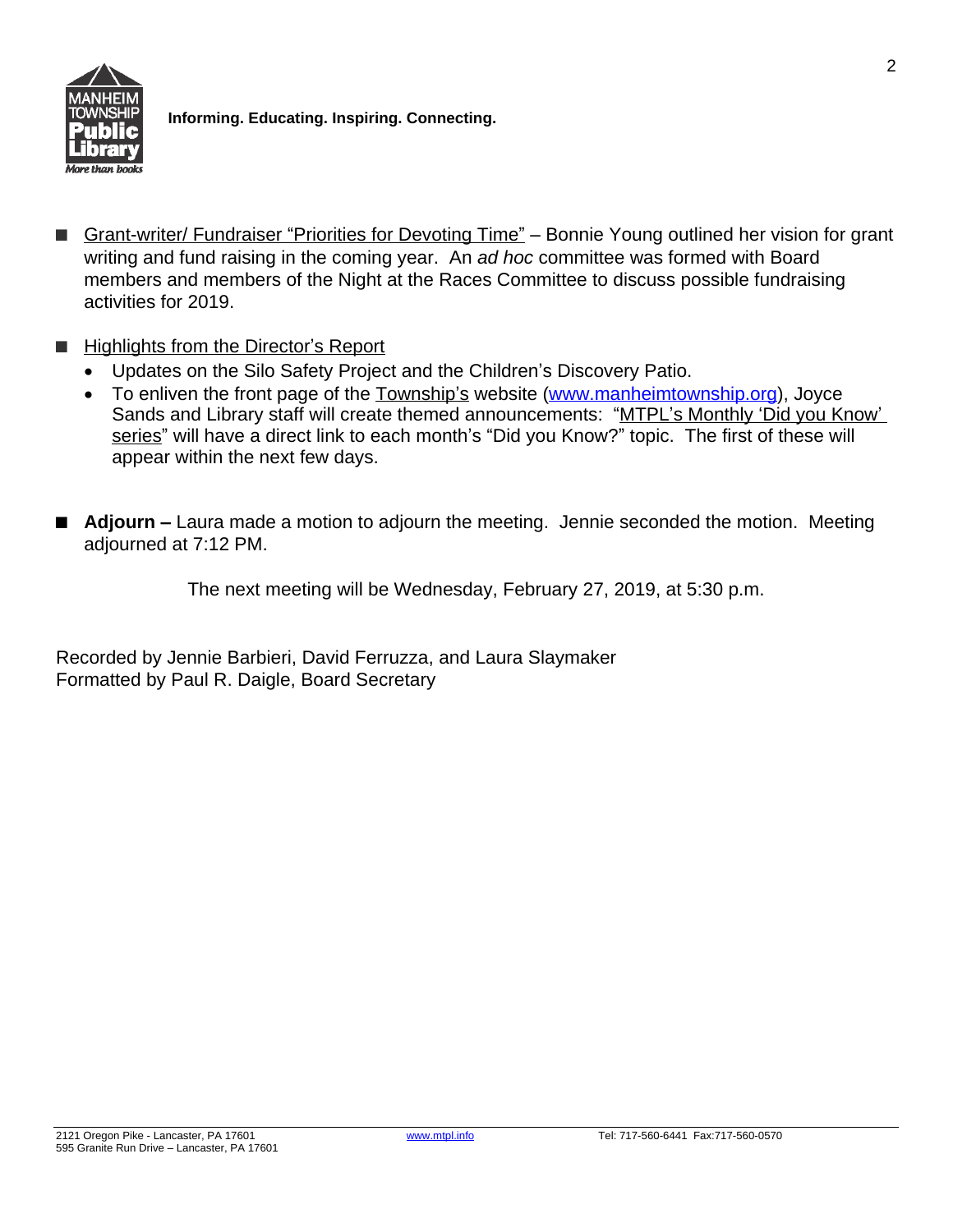**Informing. Educating. Inspiring. Connecting.**

- Grant-writer/ Fundraiser "Priorities for Devoting Time" – Bonnie Young outlined her vision for grant writing and fund raising in the coming year. An *ad hoc* committee was formed with Board members and members of the Night at the Races Committee to discuss possible fundraising activities for 2019.

- Highlights from the Director's Report
  - Updates on the Silo Safety Project and the Children's Discovery Patio.
  - To enliven the front page of the Township's website (www.manheimtownship.org), Joyce Sands and Library staff will create themed announcements: "MTPL's Monthly 'Did you Know' series" will have a direct link to each month's "Did you Know?" topic. The first of these will appear within the next few days.

- **Adjourn –** Laura made a motion to adjourn the meeting. Jennie seconded the motion. Meeting adjourned at 7:12 PM.

The next meeting will be Wednesday, February 27, 2019, at 5:30 p.m.

Recorded by Jennie Barbieri, David Ferruzza, and Laura Slaymaker
Formatted by Paul R. Daigle, Board Secretary

2121 Oregon Pike - Lancaster, PA 17601
595 Granite Run Drive – Lancaster, PA 17601
www.mtpl.info
Tel: 717-560-6441 Fax:717-560-0570